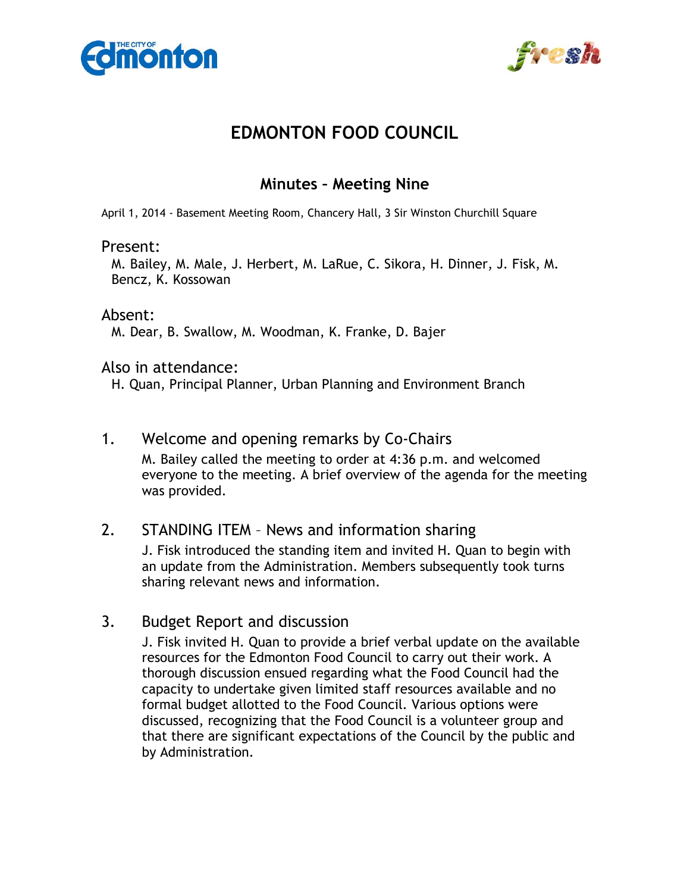# EDMONTON FOOD COUNCIL

## Minutes – Meeting Nine

April 1, 2014 - Basement Meeting Room, Chancery Hall, 3 Sir Winston Churchill Square

### Present:

M. Bailey, M. Male, J. Herbert, M. LaRue, C. Sikora, H. Dinner, J. Fisk, M. Bencz, K. Kossowan

### Absent:

M. Dear, B. Swallow, M. Woodman, K. Franke, D. Bajer

### Also in attendance:

H. Quan, Principal Planner, Urban Planning and Environment Branch

1. Welcome and opening remarks by Co-Chairs

   M. Bailey called the meeting to order at 4:36 p.m. and welcomed everyone to the meeting. A brief overview of the agenda for the meeting was provided.

2. STANDING ITEM – News and information sharing

   J. Fisk introduced the standing item and invited H. Quan to begin with an update from the Administration. Members subsequently took turns sharing relevant news and information.

3. Budget Report and discussion

   J. Fisk invited H. Quan to provide a brief verbal update on the available resources for the Edmonton Food Council to carry out their work. A thorough discussion ensued regarding what the Food Council had the capacity to undertake given limited staff resources available and no formal budget allotted to the Food Council. Various options were discussed, recognizing that the Food Council is a volunteer group and that there are significant expectations of the Council by the public and by Administration.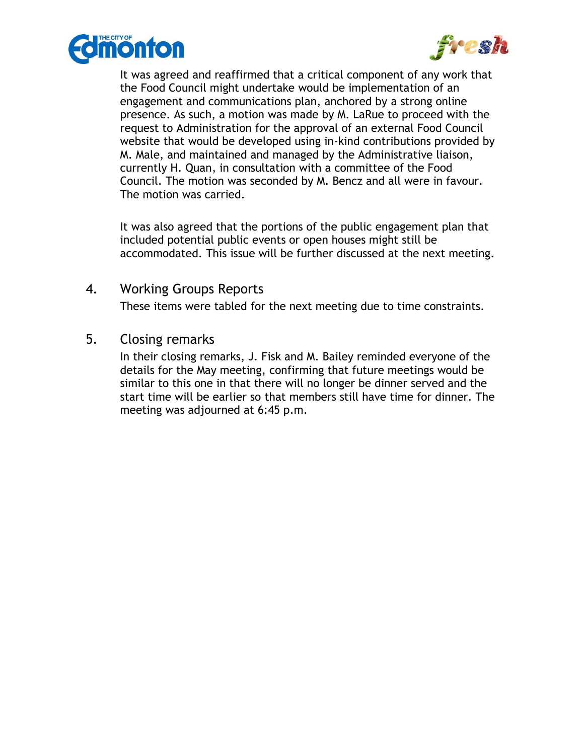It was agreed and reaffirmed that a critical component of any work that the Food Council might undertake would be implementation of an engagement and communications plan, anchored by a strong online presence. As such, a motion was made by M. LaRue to proceed with the request to Administration for the approval of an external Food Council website that would be developed using in-kind contributions provided by M. Male, and maintained and managed by the Administrative liaison, currently H. Quan, in consultation with a committee of the Food Council. The motion was seconded by M. Bencz and all were in favour. The motion was carried.

It was also agreed that the portions of the public engagement plan that included potential public events or open houses might still be accommodated. This issue will be further discussed at the next meeting.

## 4. Working Groups Reports

These items were tabled for the next meeting due to time constraints.

## 5. Closing remarks

In their closing remarks, J. Fisk and M. Bailey reminded everyone of the details for the May meeting, confirming that future meetings would be similar to this one in that there will no longer be dinner served and the start time will be earlier so that members still have time for dinner. The meeting was adjourned at 6:45 p.m.